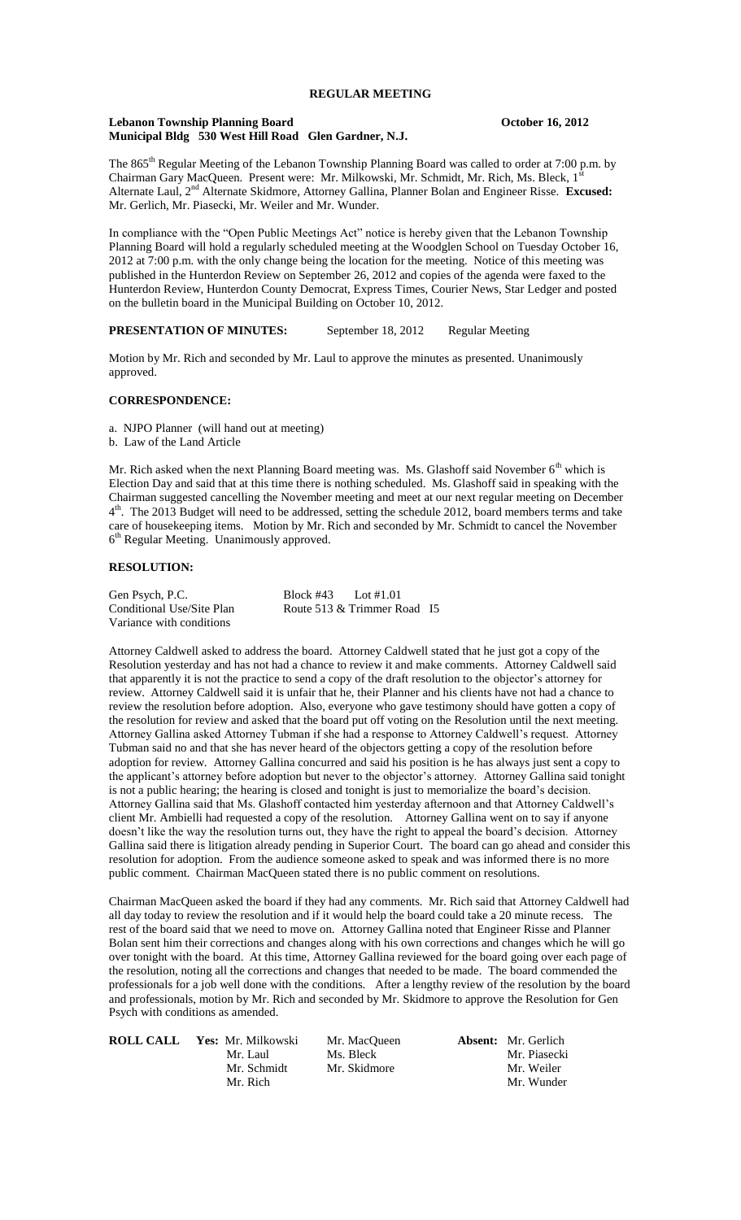## REGULAR MEETING

**Lebanon Township Planning Board** **October 16, 2012**
**Municipal Bldg 530 West Hill Road Glen Gardner, N.J.**

The 865th Regular Meeting of the Lebanon Township Planning Board was called to order at 7:00 p.m. by Chairman Gary MacQueen. Present were: Mr. Milkowski, Mr. Schmidt, Mr. Rich, Ms. Bleck, 1st Alternate Laul, 2nd Alternate Skidmore, Attorney Gallina, Planner Bolan and Engineer Risse. **Excused:** Mr. Gerlich, Mr. Piasecki, Mr. Weiler and Mr. Wunder.

In compliance with the "Open Public Meetings Act" notice is hereby given that the Lebanon Township Planning Board will hold a regularly scheduled meeting at the Woodglen School on Tuesday October 16, 2012 at 7:00 p.m. with the only change being the location for the meeting. Notice of this meeting was published in the Hunterdon Review on September 26, 2012 and copies of the agenda were faxed to the Hunterdon Review, Hunterdon County Democrat, Express Times, Courier News, Star Ledger and posted on the bulletin board in the Municipal Building on October 10, 2012.

**PRESENTATION OF MINUTES:** September 18, 2012 Regular Meeting

Motion by Mr. Rich and seconded by Mr. Laul to approve the minutes as presented. Unanimously approved.

**CORRESPONDENCE:**

a. NJPO Planner (will hand out at meeting)
b. Law of the Land Article

Mr. Rich asked when the next Planning Board meeting was. Ms. Glashoff said November 6th which is Election Day and said that at this time there is nothing scheduled. Ms. Glashoff said in speaking with the Chairman suggested cancelling the November meeting and meet at our next regular meeting on December 4th. The 2013 Budget will need to be addressed, setting the schedule 2012, board members terms and take care of housekeeping items. Motion by Mr. Rich and seconded by Mr. Schmidt to cancel the November 6th Regular Meeting. Unanimously approved.

**RESOLUTION:**

Gen Psych, P.C. — Block #43 Lot #1.01
Conditional Use/Site Plan — Route 513 & Trimmer Road I5
Variance with conditions

Attorney Caldwell asked to address the board. Attorney Caldwell stated that he just got a copy of the Resolution yesterday and has not had a chance to review it and make comments. Attorney Caldwell said that apparently it is not the practice to send a copy of the draft resolution to the objector's attorney for review. Attorney Caldwell said it is unfair that he, their Planner and his clients have not had a chance to review the resolution before adoption. Also, everyone who gave testimony should have gotten a copy of the resolution for review and asked that the board put off voting on the Resolution until the next meeting. Attorney Gallina asked Attorney Tubman if she had a response to Attorney Caldwell's request. Attorney Tubman said no and that she has never heard of the objectors getting a copy of the resolution before adoption for review. Attorney Gallina concurred and said his position is he has always just sent a copy to the applicant's attorney before adoption but never to the objector's attorney. Attorney Gallina said tonight is not a public hearing; the hearing is closed and tonight is just to memorialize the board's decision. Attorney Gallina said that Ms. Glashoff contacted him yesterday afternoon and that Attorney Caldwell's client Mr. Ambielli had requested a copy of the resolution. Attorney Gallina went on to say if anyone doesn't like the way the resolution turns out, they have the right to appeal the board's decision. Attorney Gallina said there is litigation already pending in Superior Court. The board can go ahead and consider this resolution for adoption. From the audience someone asked to speak and was informed there is no more public comment. Chairman MacQueen stated there is no public comment on resolutions.

Chairman MacQueen asked the board if they had any comments. Mr. Rich said that Attorney Caldwell had all day today to review the resolution and if it would help the board could take a 20 minute recess. The rest of the board said that we need to move on. Attorney Gallina noted that Engineer Risse and Planner Bolan sent him their corrections and changes along with his own corrections and changes which he will go over tonight with the board. At this time, Attorney Gallina reviewed for the board going over each page of the resolution, noting all the corrections and changes that needed to be made. The board commended the professionals for a job well done with the conditions. After a lengthy review of the resolution by the board and professionals, motion by Mr. Rich and seconded by Mr. Skidmore to approve the Resolution for Gen Psych with conditions as amended.

| **ROLL CALL** | **Yes:** Mr. Milkowski | Mr. MacQueen | **Absent:** Mr. Gerlich |
|---|---|---|---|
| | Mr. Laul | Ms. Bleck | Mr. Piasecki |
| | Mr. Schmidt | Mr. Skidmore | Mr. Weiler |
| | Mr. Rich | | Mr. Wunder |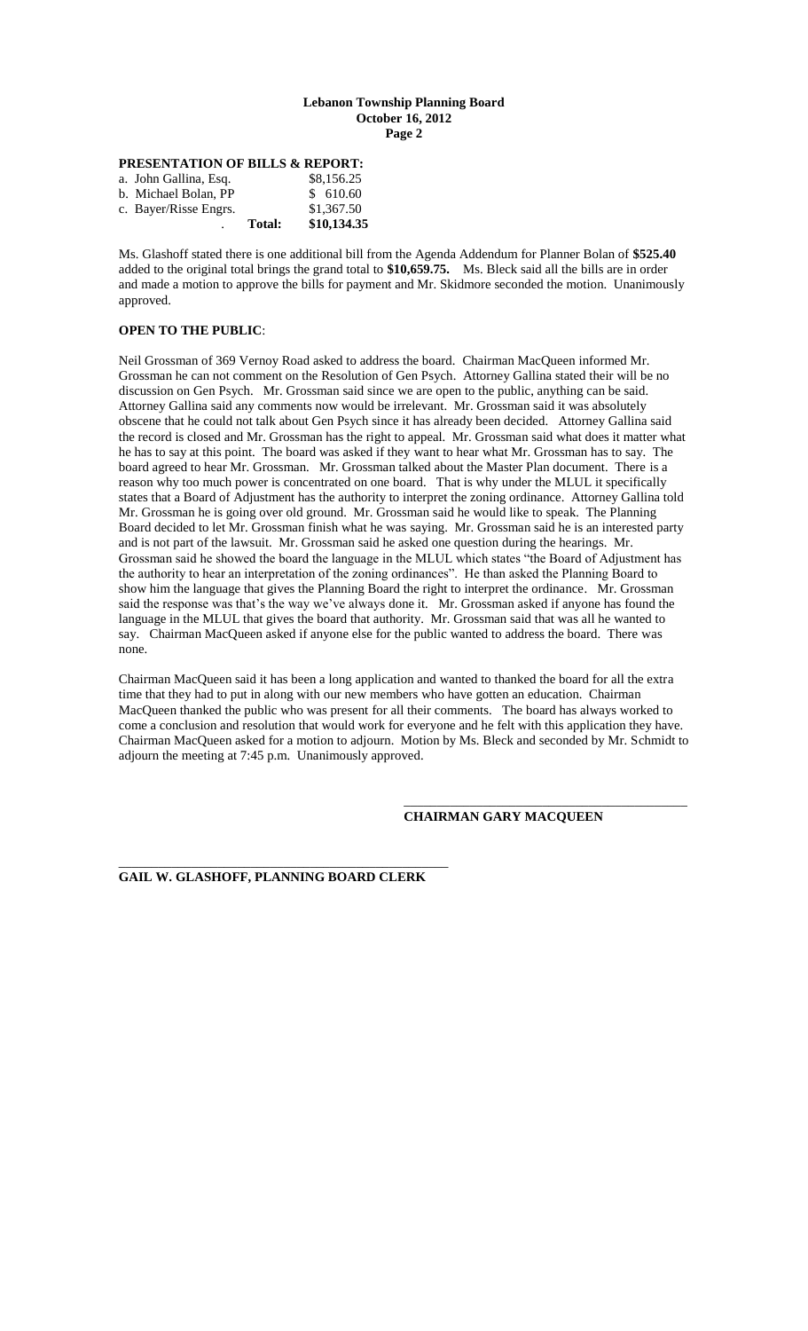## PRESENTATION OF BILLS & REPORT:

| | | |
|---|---|---|
| a. John Gallina, Esq. | | $8,156.25 |
| b. Michael Bolan, PP | | $ 610.60 |
| c. Bayer/Risse Engrs. | | $1,367.50 |
| . | **Total:** | **$10,134.35** |

Ms. Glashoff stated there is one additional bill from the Agenda Addendum for Planner Bolan of **$525.40** added to the original total brings the grand total to **$10,659.75.** Ms. Bleck said all the bills are in order and made a motion to approve the bills for payment and Mr. Skidmore seconded the motion. Unanimously approved.

## OPEN TO THE PUBLIC:

Neil Grossman of 369 Vernoy Road asked to address the board. Chairman MacQueen informed Mr. Grossman he can not comment on the Resolution of Gen Psych. Attorney Gallina stated their will be no discussion on Gen Psych. Mr. Grossman said since we are open to the public, anything can be said. Attorney Gallina said any comments now would be irrelevant. Mr. Grossman said it was absolutely obscene that he could not talk about Gen Psych since it has already been decided. Attorney Gallina said the record is closed and Mr. Grossman has the right to appeal. Mr. Grossman said what does it matter what he has to say at this point. The board was asked if they want to hear what Mr. Grossman has to say. The board agreed to hear Mr. Grossman. Mr. Grossman talked about the Master Plan document. There is a reason why too much power is concentrated on one board. That is why under the MLUL it specifically states that a Board of Adjustment has the authority to interpret the zoning ordinance. Attorney Gallina told Mr. Grossman he is going over old ground. Mr. Grossman said he would like to speak. The Planning Board decided to let Mr. Grossman finish what he was saying. Mr. Grossman said he is an interested party and is not part of the lawsuit. Mr. Grossman said he asked one question during the hearings. Mr. Grossman said he showed the board the language in the MLUL which states "the Board of Adjustment has the authority to hear an interpretation of the zoning ordinances". He than asked the Planning Board to show him the language that gives the Planning Board the right to interpret the ordinance. Mr. Grossman said the response was that's the way we've always done it. Mr. Grossman asked if anyone has found the language in the MLUL that gives the board that authority. Mr. Grossman said that was all he wanted to say. Chairman MacQueen asked if anyone else for the public wanted to address the board. There was none.

Chairman MacQueen said it has been a long application and wanted to thanked the board for all the extra time that they had to put in along with our new members who have gotten an education. Chairman MacQueen thanked the public who was present for all their comments. The board has always worked to come a conclusion and resolution that would work for everyone and he felt with this application they have. Chairman MacQueen asked for a motion to adjourn. Motion by Ms. Bleck and seconded by Mr. Schmidt to adjourn the meeting at 7:45 p.m. Unanimously approved.

\_\_\_\_\_\_\_\_\_\_\_\_\_\_\_\_\_\_\_\_\_\_\_\_\_\_\_\_\_\_\_\_\_\_\_\_\_\_\_\_

**CHAIRMAN GARY MACQUEEN**

\_\_\_\_\_\_\_\_\_\_\_\_\_\_\_\_\_\_\_\_\_\_\_\_\_\_\_\_\_\_\_\_\_\_\_\_\_\_\_\_

**GAIL W. GLASHOFF, PLANNING BOARD CLERK**